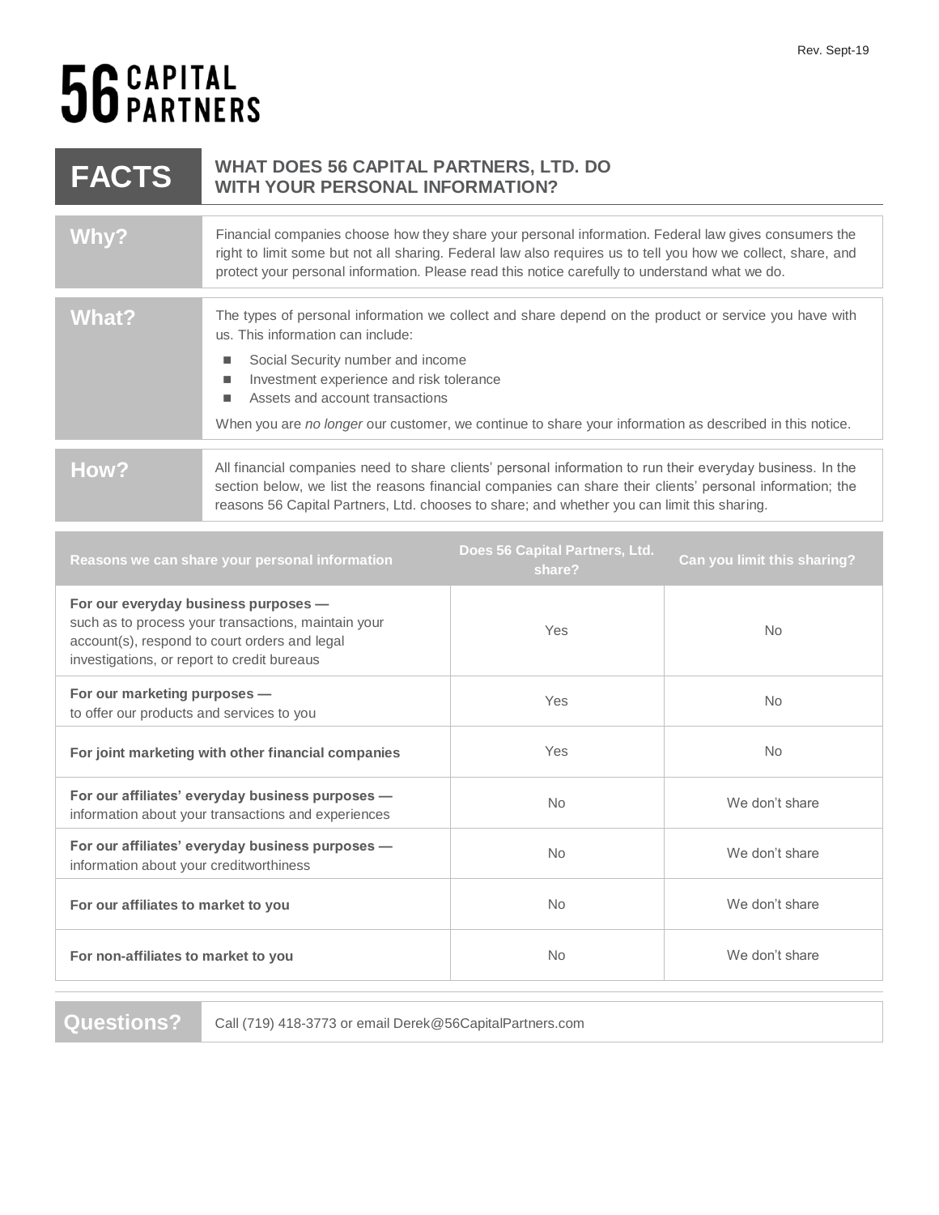Rev. Sept-19

**56 CAPITAL PARTNERS**

# FACTS — WHAT DOES 56 CAPITAL PARTNERS, LTD. DO WITH YOUR PERSONAL INFORMATION?

## Why?

Financial companies choose how they share your personal information. Federal law gives consumers the right to limit some but not all sharing. Federal law also requires us to tell you how we collect, share, and protect your personal information. Please read this notice carefully to understand what we do.

## What?

The types of personal information we collect and share depend on the product or service you have with us. This information can include:

- Social Security number and income
- Investment experience and risk tolerance
- Assets and account transactions

When you are *no longer* our customer, we continue to share your information as described in this notice.

## How?

All financial companies need to share clients' personal information to run their everyday business. In the section below, we list the reasons financial companies can share their clients' personal information; the reasons 56 Capital Partners, Ltd. chooses to share; and whether you can limit this sharing.

| Reasons we can share your personal information | Does 56 Capital Partners, Ltd. share? | Can you limit this sharing? |
|---|---|---|
| **For our everyday business purposes —** such as to process your transactions, maintain your account(s), respond to court orders and legal investigations, or report to credit bureaus | Yes | No |
| **For our marketing purposes —** to offer our products and services to you | Yes | No |
| **For joint marketing with other financial companies** | Yes | No |
| **For our affiliates' everyday business purposes —** information about your transactions and experiences | No | We don't share |
| **For our affiliates' everyday business purposes —** information about your creditworthiness | No | We don't share |
| **For our affiliates to market to you** | No | We don't share |
| **For non-affiliates to market to you** | No | We don't share |

## Questions?

Call (719) 418-3773 or email Derek@56CapitalPartners.com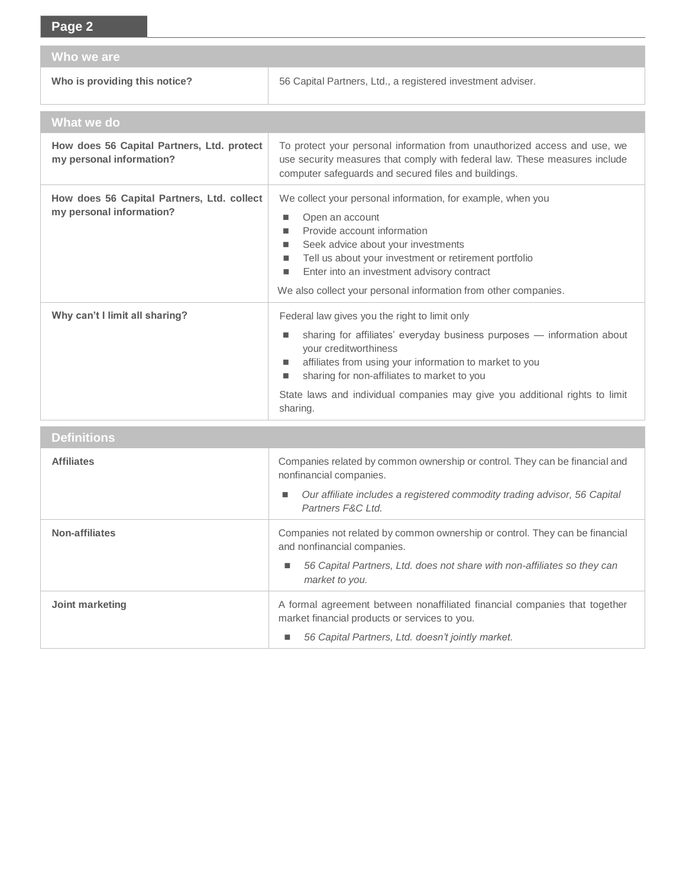| Who we are | |
|---|---|
| **Who is providing this notice?** | 56 Capital Partners, Ltd., a registered investment adviser. |

| What we do | |
|---|---|
| **How does 56 Capital Partners, Ltd. protect my personal information?** | To protect your personal information from unauthorized access and use, we use security measures that comply with federal law. These measures include computer safeguards and secured files and buildings. |
| **How does 56 Capital Partners, Ltd. collect my personal information?** | We collect your personal information, for example, when you<br>■ Open an account<br>■ Provide account information<br>■ Seek advice about your investments<br>■ Tell us about your investment or retirement portfolio<br>■ Enter into an investment advisory contract<br>We also collect your personal information from other companies. |
| **Why can't I limit all sharing?** | Federal law gives you the right to limit only<br>■ sharing for affiliates' everyday business purposes — information about your creditworthiness<br>■ affiliates from using your information to market to you<br>■ sharing for non-affiliates to market to you<br>State laws and individual companies may give you additional rights to limit sharing. |

| Definitions | |
|---|---|
| **Affiliates** | Companies related by common ownership or control. They can be financial and nonfinancial companies.<br>■ *Our affiliate includes a registered commodity trading advisor, 56 Capital Partners F&C Ltd.* |
| **Non-affiliates** | Companies not related by common ownership or control. They can be financial and nonfinancial companies.<br>■ *56 Capital Partners, Ltd. does not share with non-affiliates so they can market to you.* |
| **Joint marketing** | A formal agreement between nonaffiliated financial companies that together market financial products or services to you.<br>■ *56 Capital Partners, Ltd. doesn't jointly market.* |